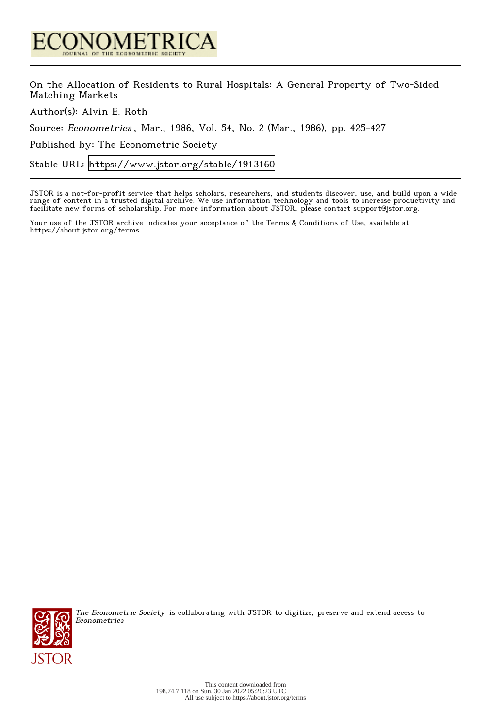# ECONOMETRICA

JOURNAL OF THE ECONOMETRIC SOCIETY

On the Allocation of Residents to Rural Hospitals: A General Property of Two-Sided Matching Markets

Author(s): Alvin E. Roth

Source: *Econometrica*, Mar., 1986, Vol. 54, No. 2 (Mar., 1986), pp. 425-427

Published by: The Econometric Society

Stable URL: https://www.jstor.org/stable/1913160

JSTOR is a not-for-profit service that helps scholars, researchers, and students discover, use, and build upon a wide range of content in a trusted digital archive. We use information technology and tools to increase productivity and facilitate new forms of scholarship. For more information about JSTOR, please contact support@jstor.org.

Your use of the JSTOR archive indicates your acceptance of the Terms & Conditions of Use, available at https://about.jstor.org/terms

*The Econometric Society* is collaborating with JSTOR to digitize, preserve and extend access to *Econometrica*

This content downloaded from 198.74.7.118 on Sun, 30 Jan 2022 05:20:23 UTC
All use subject to https://about.jstor.org/terms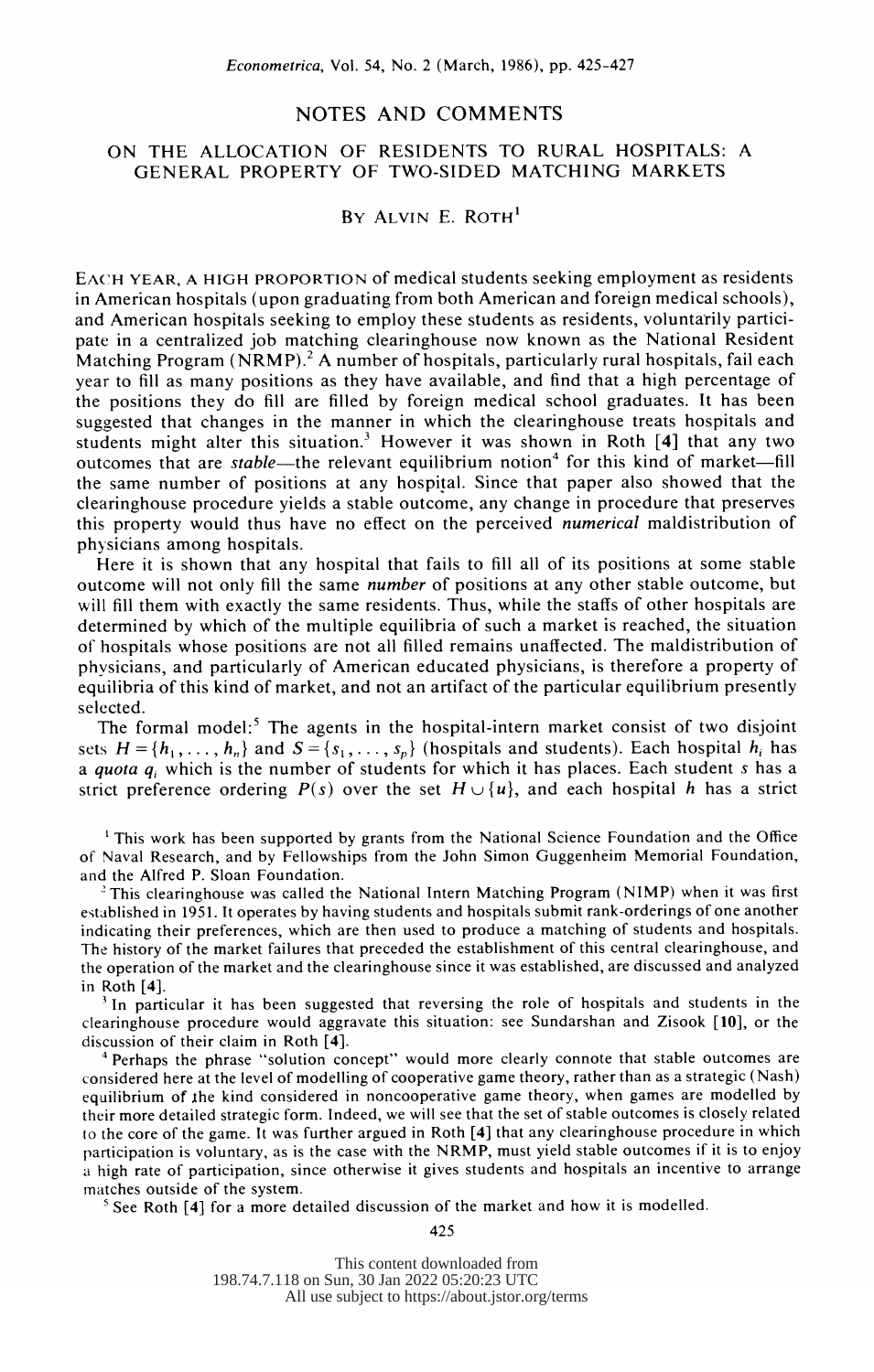# NOTES AND COMMENTS

## ON THE ALLOCATION OF RESIDENTS TO RURAL HOSPITALS: A GENERAL PROPERTY OF TWO-SIDED MATCHING MARKETS

By Alvin E. Roth[1]

Each year, a high proportion of medical students seeking employment as residents in American hospitals (upon graduating from both American and foreign medical schools), and American hospitals seeking to employ these students as residents, voluntarily participate in a centralized job matching clearinghouse now known as the National Resident Matching Program (NRMP).[2] A number of hospitals, particularly rural hospitals, fail each year to fill as many positions as they have available, and find that a high percentage of the positions they do fill are filled by foreign medical school graduates. It has been suggested that changes in the manner in which the clearinghouse treats hospitals and students might alter this situation.[3] However it was shown in Roth [**4**] that any two outcomes that are *stable*—the relevant equilibrium notion[4] for this kind of market—fill the same number of positions at any hospital. Since that paper also showed that the clearinghouse procedure yields a stable outcome, any change in procedure that preserves this property would thus have no effect on the perceived *numerical* maldistribution of physicians among hospitals.

Here it is shown that any hospital that fails to fill all of its positions at some stable outcome will not only fill the same *number* of positions at any other stable outcome, but will fill them with exactly the same residents. Thus, while the staffs of other hospitals are determined by which of the multiple equilibria of such a market is reached, the situation of hospitals whose positions are not all filled remains unaffected. The maldistribution of physicians, and particularly of American educated physicians, is therefore a property of equilibria of this kind of market, and not an artifact of the particular equilibrium presently selected.

The formal model:[5] The agents in the hospital-intern market consist of two disjoint sets $H = \{h_1, \ldots, h_n\}$ and $S = \{s_1, \ldots, s_p\}$ (hospitals and students). Each hospital $h_i$ has a *quota* $q_i$ which is the number of students for which it has places. Each student $s$ has a strict preference ordering $P(s)$ over the set $H \cup \{u\}$, and each hospital $h$ has a strict

---

[1] This work has been supported by grants from the National Science Foundation and the Office of Naval Research, and by Fellowships from the John Simon Guggenheim Memorial Foundation, and the Alfred P. Sloan Foundation.

[2] This clearinghouse was called the National Intern Matching Program (NIMP) when it was first established in 1951. It operates by having students and hospitals submit rank-orderings of one another indicating their preferences, which are then used to produce a matching of students and hospitals. The history of the market failures that preceded the establishment of this central clearinghouse, and the operation of the market and the clearinghouse since it was established, are discussed and analyzed in Roth [**4**].

[3] In particular it has been suggested that reversing the role of hospitals and students in the clearinghouse procedure would aggravate this situation: see Sundarshan and Zisook [**10**], or the discussion of their claim in Roth [**4**].

[4] Perhaps the phrase "solution concept" would more clearly connote that stable outcomes are considered here at the level of modelling of cooperative game theory, rather than as a strategic (Nash) equilibrium of the kind considered in noncooperative game theory, when games are modelled by their more detailed strategic form. Indeed, we will see that the set of stable outcomes is closely related to the core of the game. It was further argued in Roth [**4**] that any clearinghouse procedure in which participation is voluntary, as is the case with the NRMP, must yield stable outcomes if it is to enjoy a high rate of participation, since otherwise it gives students and hospitals an incentive to arrange matches outside of the system.

[5] See Roth [**4**] for a more detailed discussion of the market and how it is modelled.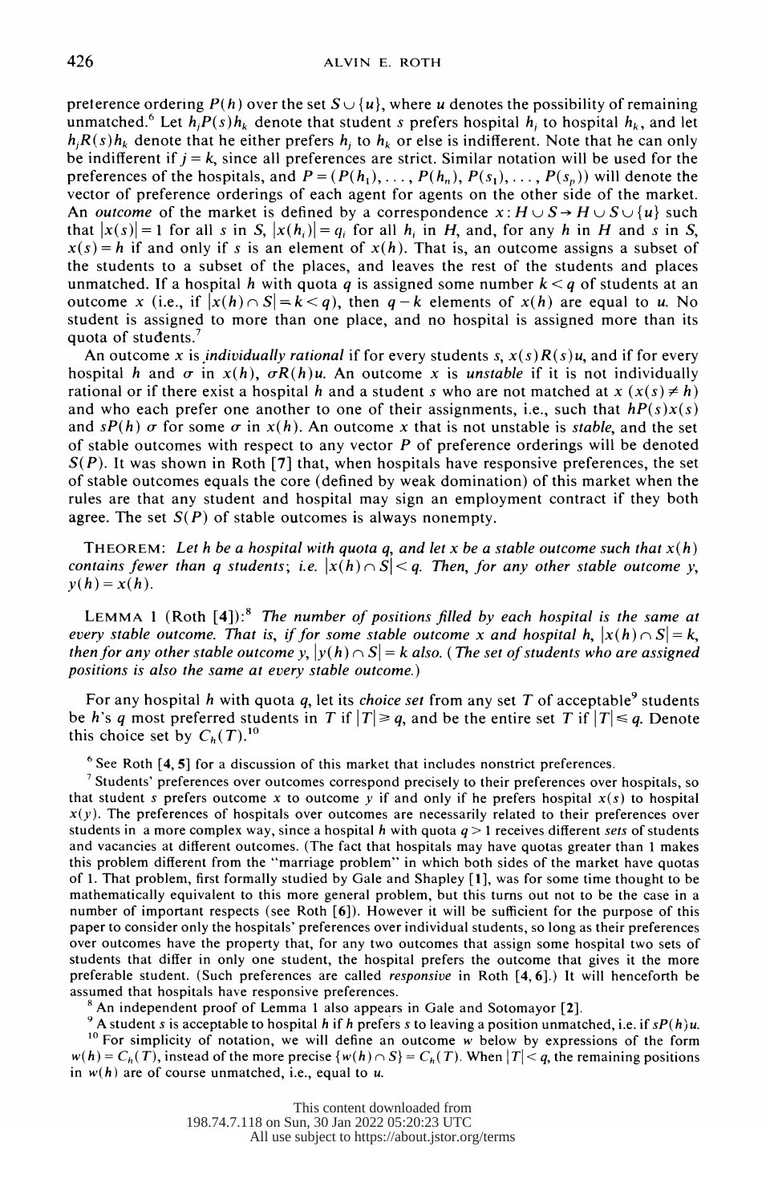preference ordering $P(h)$ over the set $S \cup \{u\}$, where $u$ denotes the possibility of remaining unmatched.[6] Let $h_j P(s) h_k$ denote that student $s$ prefers hospital $h_j$ to hospital $h_k$, and let $h_j R(s) h_k$ denote that he either prefers $h_j$ to $h_k$ or else is indifferent. Note that he can only be indifferent if $j = k$, since all preferences are strict. Similar notation will be used for the preferences of the hospitals, and $P = (P(h_1), \ldots, P(h_n), P(s_1), \ldots, P(s_p))$ will denote the vector of preference orderings of each agent for agents on the other side of the market. An *outcome* of the market is defined by a correspondence $x: H \cup S \to H \cup S \cup \{u\}$ such that $|x(s)| = 1$ for all $s$ in $S$, $|x(h_i)| = q_i$ for all $h_i$ in $H$, and, for any $h$ in $H$ and $s$ in $S$, $x(s) = h$ if and only if $s$ is an element of $x(h)$. That is, an outcome assigns a subset of the students to a subset of the places, and leaves the rest of the students and places unmatched. If a hospital $h$ with quota $q$ is assigned some number $k < q$ of students at an outcome $x$ (i.e., if $|x(h) \cap S| = k < q$), then $q - k$ elements of $x(h)$ are equal to $u$. No student is assigned to more than one place, and no hospital is assigned more than its quota of students.[7]

An outcome $x$ is *individually rational* if for every students $s$, $x(s) R(s) u$, and if for every hospital $h$ and $\sigma$ in $x(h)$, $\sigma R(h) u$. An outcome $x$ is *unstable* if it is not individually rational or if there exist a hospital $h$ and a student $s$ who are not matched at $x$ ($x(s) \neq h$) and who each prefer one another to one of their assignments, i.e., such that $h P(s) x(s)$ and $s P(h)$ $\sigma$ for some $\sigma$ in $x(h)$. An outcome $x$ that is not unstable is *stable*, and the set of stable outcomes with respect to any vector $P$ of preference orderings will be denoted $S(P)$. It was shown in Roth [7] that, when hospitals have responsive preferences, the set of stable outcomes equals the core (defined by weak domination) of this market when the rules are that any student and hospital may sign an employment contract if they both agree. The set $S(P)$ of stable outcomes is always nonempty.

THEOREM: *Let $h$ be a hospital with quota $q$, and let $x$ be a stable outcome such that $x(h)$ contains fewer than $q$ students; i.e. $|x(h) \cap S| < q$. Then, for any other stable outcome $y$, $y(h) = x(h)$.*

LEMMA 1 (Roth [4]):[8] *The number of positions filled by each hospital is the same at every stable outcome. That is, if for some stable outcome $x$ and hospital $h$, $|x(h) \cap S| = k$, then for any other stable outcome $y$, $|y(h) \cap S| = k$ also. (The set of students who are assigned positions is also the same at every stable outcome.)*

For any hospital $h$ with quota $q$, let its *choice set* from any set $T$ of acceptable[9] students be $h$'s $q$ most preferred students in $T$ if $|T| \geq q$, and be the entire set $T$ if $|T| \leq q$. Denote this choice set by $C_h(T)$.[10]

---

[6] See Roth [4, 5] for a discussion of this market that includes nonstrict preferences.

[7] Students' preferences over outcomes correspond precisely to their preferences over hospitals, so that student $s$ prefers outcome $x$ to outcome $y$ if and only if he prefers hospital $x(s)$ to hospital $x(y)$. The preferences of hospitals over outcomes are necessarily related to their preferences over students in a more complex way, since a hospital $h$ with quota $q > 1$ receives different *sets* of students and vacancies at different outcomes. (The fact that hospitals may have quotas greater than 1 makes this problem different from the "marriage problem" in which both sides of the market have quotas of 1. That problem, first formally studied by Gale and Shapley [1], was for some time thought to be mathematically equivalent to this more general problem, but this turns out not to be the case in a number of important respects (see Roth [6]). However it will be sufficient for the purpose of this paper to consider only the hospitals' preferences over individual students, so long as their preferences over outcomes have the property that, for any two outcomes that assign some hospital two sets of students that differ in only one student, the hospital prefers the outcome that gives it the more preferable student. (Such preferences are called *responsive* in Roth [4, 6].) It will henceforth be assumed that hospitals have responsive preferences.

[8] An independent proof of Lemma 1 also appears in Gale and Sotomayor [2].

[9] A student $s$ is acceptable to hospital $h$ if $h$ prefers $s$ to leaving a position unmatched, i.e. if $s P(h) u$.

[10] For simplicity of notation, we will define an outcome $w$ below by expressions of the form $w(h) = C_h(T)$, instead of the more precise $\{w(h) \cap S\} = C_h(T)$. When $|T| < q$, the remaining positions in $w(h)$ are of course unmatched, i.e., equal to $u$.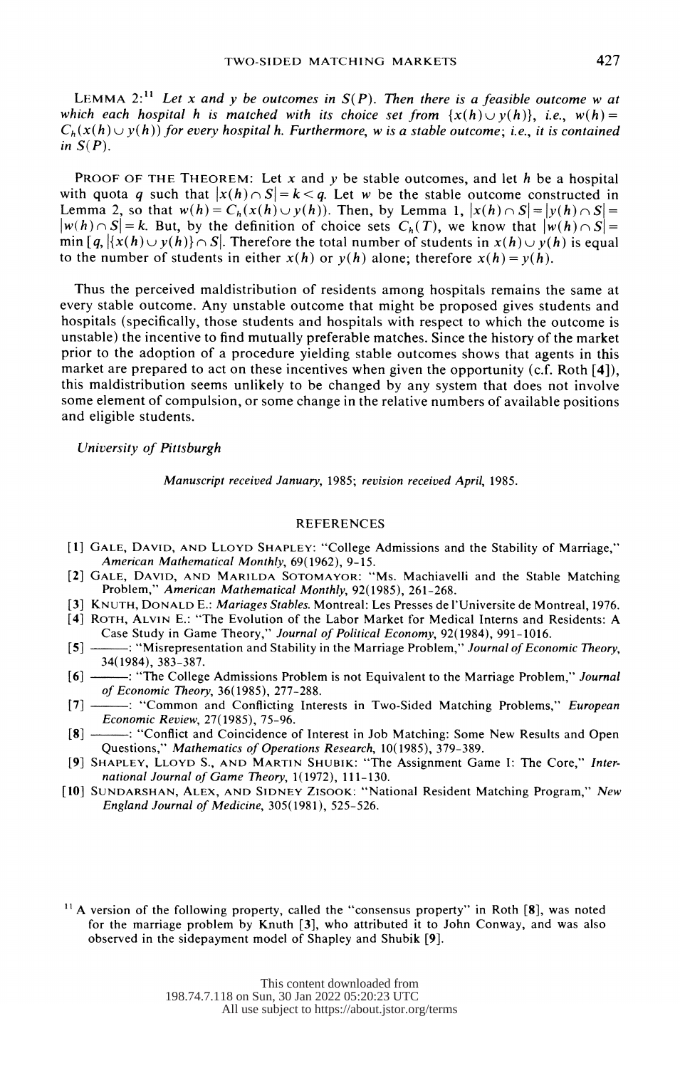LEMMA 2:[11] *Let x and y be outcomes in $S(P)$. Then there is a feasible outcome w at which each hospital h is matched with its choice set from $\{x(h) \cup y(h)\}$, i.e., $w(h) = C_h(x(h) \cup y(h))$ for every hospital h. Furthermore, w is a stable outcome; i.e., it is contained in $S(P)$.*

PROOF OF THE THEOREM: Let $x$ and $y$ be stable outcomes, and let $h$ be a hospital with quota $q$ such that $|x(h) \cap S| = k < q$. Let $w$ be the stable outcome constructed in Lemma 2, so that $w(h) = C_h(x(h) \cup y(h))$. Then, by Lemma 1, $|x(h) \cap S| = |y(h) \cap S| = |w(h) \cap S| = k$. But, by the definition of choice sets $C_h(T)$, we know that $|w(h) \cap S| = \min[q, |\{x(h) \cup y(h)\} \cap S|$. Therefore the total number of students in $x(h) \cup y(h)$ is equal to the number of students in either $x(h)$ or $y(h)$ alone; therefore $x(h) = y(h)$.

Thus the perceived maldistribution of residents among hospitals remains the same at every stable outcome. Any unstable outcome that might be proposed gives students and hospitals (specifically, those students and hospitals with respect to which the outcome is unstable) the incentive to find mutually preferable matches. Since the history of the market prior to the adoption of a procedure yielding stable outcomes shows that agents in this market are prepared to act on these incentives when given the opportunity (c.f. Roth [4]), this maldistribution seems unlikely to be changed by any system that does not involve some element of compulsion, or some change in the relative numbers of available positions and eligible students.

*University of Pittsburgh*

*Manuscript received January, 1985; revision received April, 1985.*

## REFERENCES

[1] GALE, DAVID, AND LLOYD SHAPLEY: "College Admissions and the Stability of Marriage," *American Mathematical Monthly*, 69(1962), 9–15.

[2] GALE, DAVID, AND MARILDA SOTOMAYOR: "Ms. Machiavelli and the Stable Matching Problem," *American Mathematical Monthly*, 92(1985), 261–268.

[3] KNUTH, DONALD E.: *Mariages Stables.* Montreal: Les Presses de l'Universite de Montreal, 1976.

[4] ROTH, ALVIN E.: "The Evolution of the Labor Market for Medical Interns and Residents: A Case Study in Game Theory," *Journal of Political Economy*, 92(1984), 991–1016.

[5] ———: "Misrepresentation and Stability in the Marriage Problem," *Journal of Economic Theory*, 34(1984), 383–387.

[6] ———: "The College Admissions Problem is not Equivalent to the Marriage Problem," *Journal of Economic Theory*, 36(1985), 277–288.

[7] ———: "Common and Conflicting Interests in Two-Sided Matching Problems," *European Economic Review*, 27(1985), 75–96.

[8] ———: "Conflict and Coincidence of Interest in Job Matching: Some New Results and Open Questions," *Mathematics of Operations Research*, 10(1985), 379–389.

[9] SHAPLEY, LLOYD S., AND MARTIN SHUBIK: "The Assignment Game I: The Core," *International Journal of Game Theory*, 1(1972), 111–130.

[10] SUNDARSHAN, ALEX, AND SIDNEY ZISOOK: "National Resident Matching Program," *New England Journal of Medicine*, 305(1981), 525–526.

[11] A version of the following property, called the "consensus property" in Roth [8], was noted for the marriage problem by Knuth [3], who attributed it to John Conway, and was also observed in the sidepayment model of Shapley and Shubik [9].